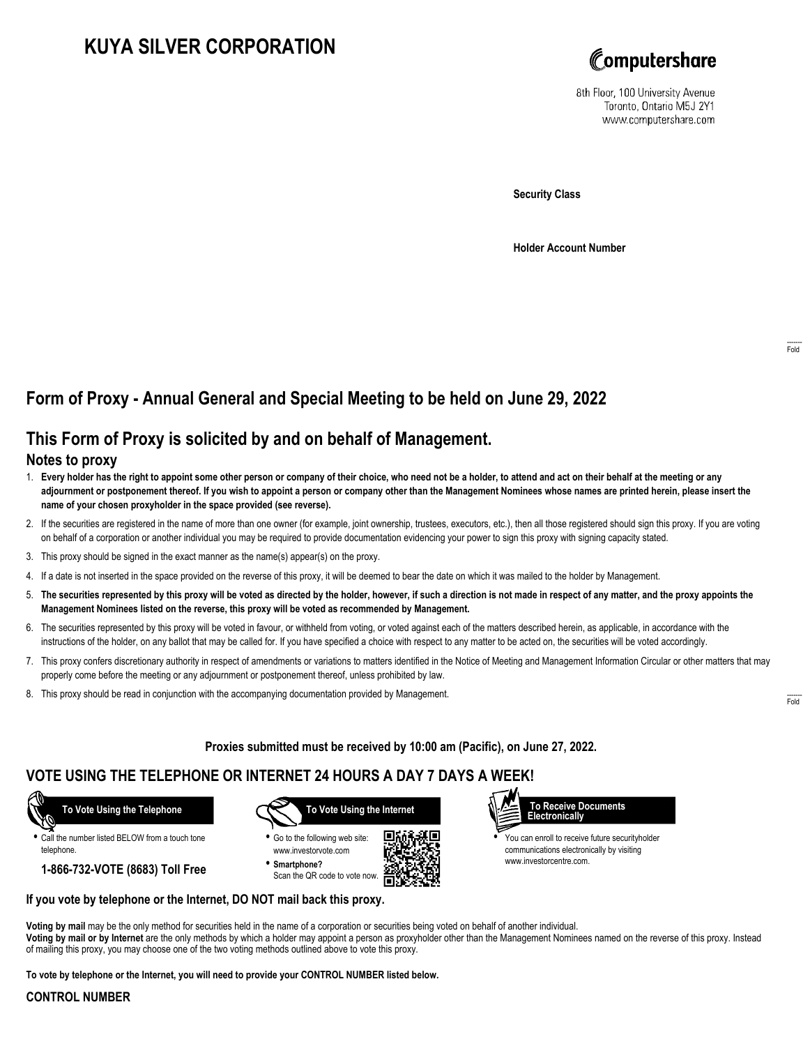# KUYA SILVER CORPORATION

Computershare

8th Floor, 100 University Avenue
Toronto, Ontario M5J 2Y1
www.computershare.com

**Security Class**

**Holder Account Number**

Fold

## Form of Proxy - Annual General and Special Meeting to be held on June 29, 2022

## This Form of Proxy is solicited by and on behalf of Management.

### Notes to proxy

1. **Every holder has the right to appoint some other person or company of their choice, who need not be a holder, to attend and act on their behalf at the meeting or any adjournment or postponement thereof. If you wish to appoint a person or company other than the Management Nominees whose names are printed herein, please insert the name of your chosen proxyholder in the space provided (see reverse).**
2. If the securities are registered in the name of more than one owner (for example, joint ownership, trustees, executors, etc.), then all those registered should sign this proxy. If you are voting on behalf of a corporation or another individual you may be required to provide documentation evidencing your power to sign this proxy with signing capacity stated.
3. This proxy should be signed in the exact manner as the name(s) appear(s) on the proxy.
4. If a date is not inserted in the space provided on the reverse of this proxy, it will be deemed to bear the date on which it was mailed to the holder by Management.
5. **The securities represented by this proxy will be voted as directed by the holder, however, if such a direction is not made in respect of any matter, and the proxy appoints the Management Nominees listed on the reverse, this proxy will be voted as recommended by Management.**
6. The securities represented by this proxy will be voted in favour, or withheld from voting, or voted against each of the matters described herein, as applicable, in accordance with the instructions of the holder, on any ballot that may be called for. If you have specified a choice with respect to any matter to be acted on, the securities will be voted accordingly.
7. This proxy confers discretionary authority in respect of amendments or variations to matters identified in the Notice of Meeting and Management Information Circular or other matters that may properly come before the meeting or any adjournment or postponement thereof, unless prohibited by law.
8. This proxy should be read in conjunction with the accompanying documentation provided by Management.

Fold

**Proxies submitted must be received by 10:00 am (Pacific), on June 27, 2022.**

## VOTE USING THE TELEPHONE OR INTERNET 24 HOURS A DAY 7 DAYS A WEEK!

**To Vote Using the Telephone**

- Call the number listed BELOW from a touch tone telephone.

**1-866-732-VOTE (8683) Toll Free**

**To Vote Using the Internet**

- Go to the following web site: www.investorvote.com
- **Smartphone?** Scan the QR code to vote now.

**To Receive Documents Electronically**

- You can enroll to receive future securityholder communications electronically by visiting www.investorcentre.com.

**If you vote by telephone or the Internet, DO NOT mail back this proxy.**

**Voting by mail** may be the only method for securities held in the name of a corporation or securities being voted on behalf of another individual.
**Voting by mail or by Internet** are the only methods by which a holder may appoint a person as proxyholder other than the Management Nominees named on the reverse of this proxy. Instead of mailing this proxy, you may choose one of the two voting methods outlined above to vote this proxy.

**To vote by telephone or the Internet, you will need to provide your CONTROL NUMBER listed below.**

**CONTROL NUMBER**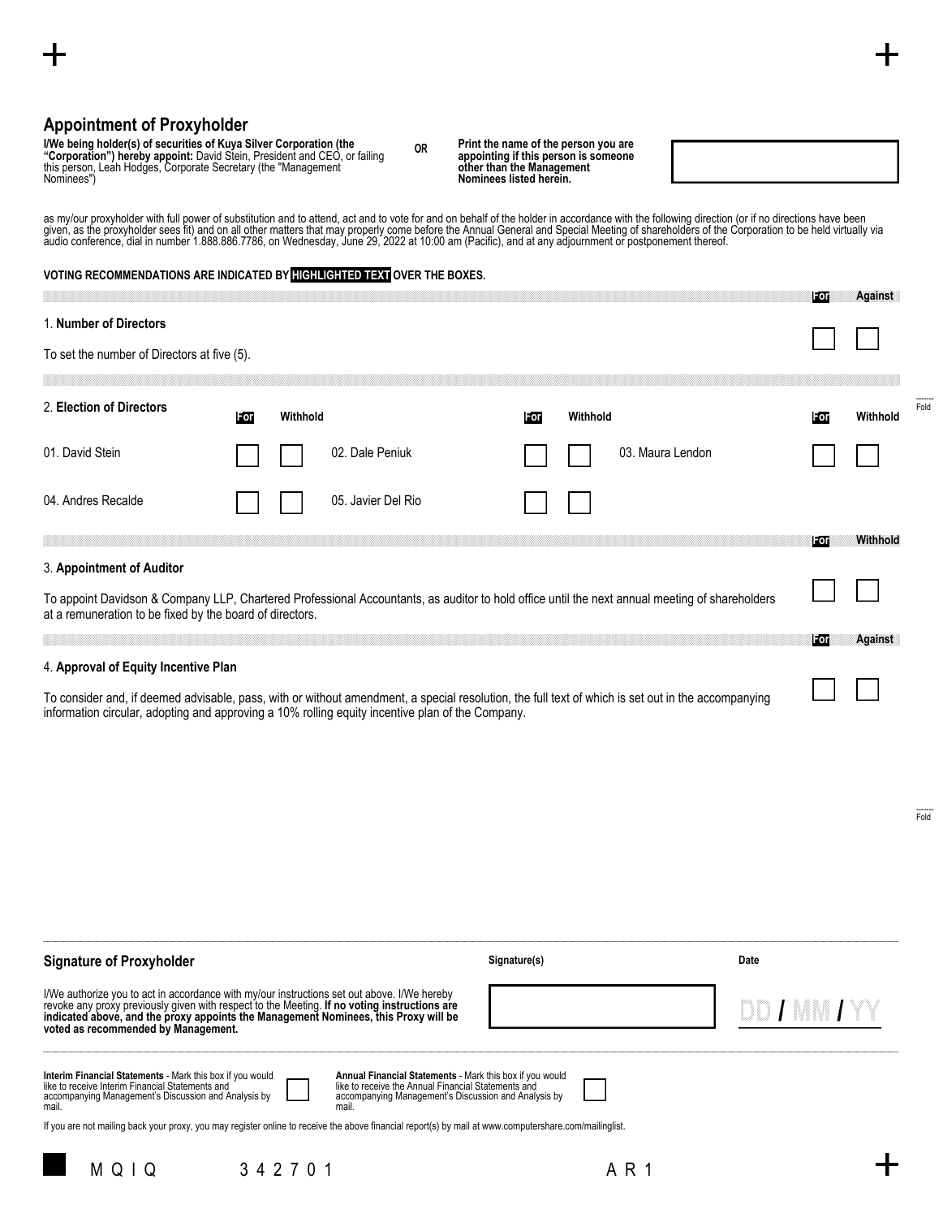## Appointment of Proxyholder

**I/We being holder(s) of securities of Kuya Silver Corporation (the "Corporation") hereby appoint:** David Stein, President and CEO, or failing this person, Leah Hodges, Corporate Secretary (the "Management Nominees")

**OR**

**Print the name of the person you are appointing if this person is someone other than the Management Nominees listed herein.**

as my/our proxyholder with full power of substitution and to attend, act and to vote for and on behalf of the holder in accordance with the following direction (or if no directions have been given, as the proxyholder sees fit) and on all other matters that may properly come before the Annual General and Special Meeting of shareholders of the Corporation to be held virtually via audio conference, dial in number 1.888.886.7786, on Wednesday, June 29, 2022 at 10:00 am (Pacific), and at any adjournment or postponement thereof.

**VOTING RECOMMENDATIONS ARE INDICATED BY HIGHLIGHTED TEXT OVER THE BOXES.**

| | For | Against |
|---|---|---|
| 1. **Number of Directors**<br>To set the number of Directors at five (5). | ☐ | ☐ |

2. **Election of Directors**

| | For | Withhold | | For | Withhold | | For | Withhold |
|---|---|---|---|---|---|---|---|---|
| 01. David Stein | ☐ | ☐ | 02. Dale Peniuk | ☐ | ☐ | 03. Maura Lendon | ☐ | ☐ |
| 04. Andres Recalde | ☐ | ☐ | 05. Javier Del Rio | ☐ | ☐ | | | |

| | For | Withhold |
|---|---|---|
| 3. **Appointment of Auditor**<br>To appoint Davidson & Company LLP, Chartered Professional Accountants, as auditor to hold office until the next annual meeting of shareholders at a remuneration to be fixed by the board of directors. | ☐ | ☐ |

| | For | Against |
|---|---|---|
| 4. **Approval of Equity Incentive Plan**<br>To consider and, if deemed advisable, pass, with or without amendment, a special resolution, the full text of which is set out in the accompanying information circular, adopting and approving a 10% rolling equity incentive plan of the Company. | ☐ | ☐ |

Fold

Fold

## Signature of Proxyholder

I/We authorize you to act in accordance with my/our instructions set out above. I/We hereby revoke any proxy previously given with respect to the Meeting. **If no voting instructions are indicated above, and the proxy appoints the Management Nominees, this Proxy will be voted as recommended by Management.**

Signature(s)

Date

DD / MM / YY

**Interim Financial Statements** - Mark this box if you would like to receive Interim Financial Statements and accompanying Management's Discussion and Analysis by mail. ☐

**Annual Financial Statements** - Mark this box if you would like to receive the Annual Financial Statements and accompanying Management's Discussion and Analysis by mail. ☐

If you are not mailing back your proxy, you may register online to receive the above financial report(s) by mail at www.computershare.com/mailinglist.

M Q I Q 3 4 2 7 0 1 A R 1